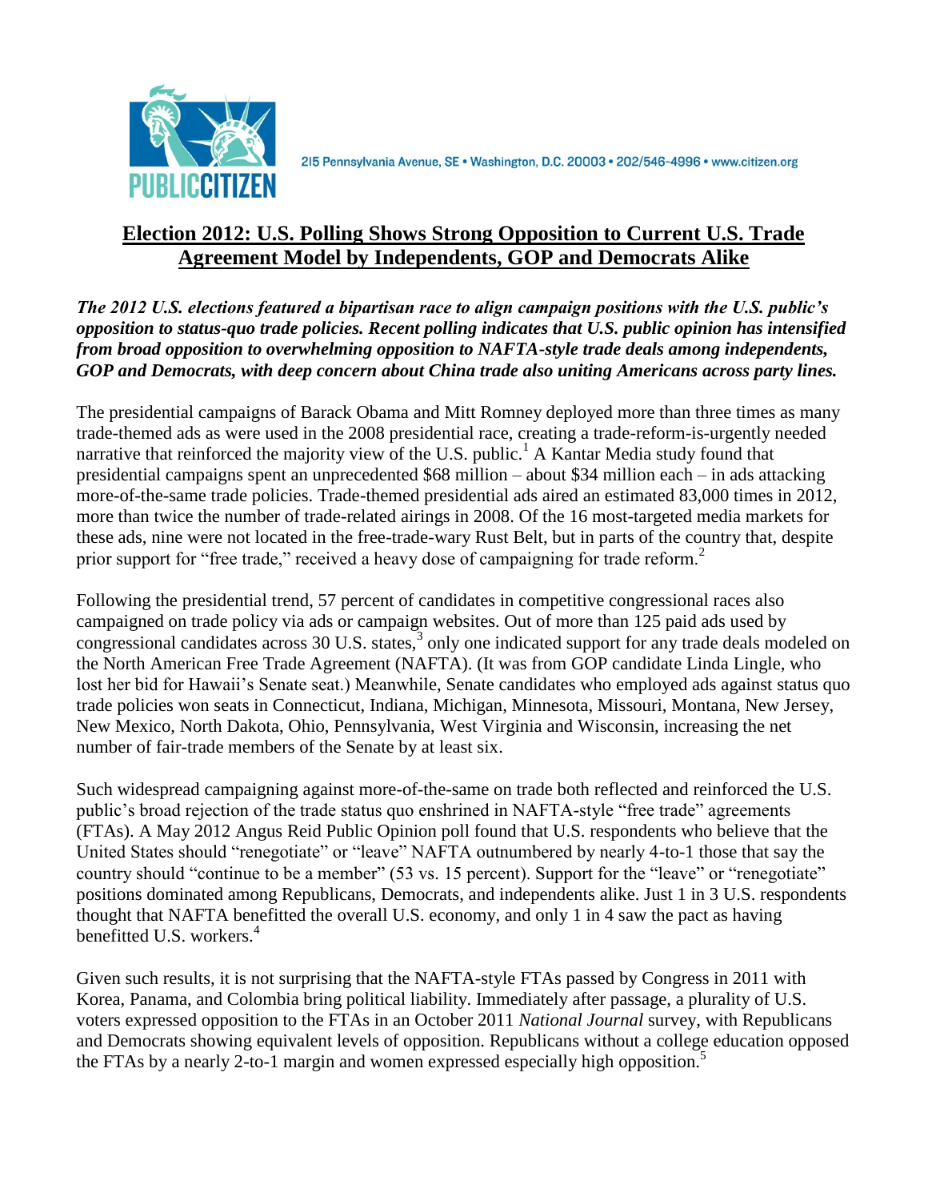PUBLICCITIZEN

215 Pennsylvania Avenue, SE • Washington, D.C. 20003 • 202/546-4996 • www.citizen.org

# Election 2012: U.S. Polling Shows Strong Opposition to Current U.S. Trade Agreement Model by Independents, GOP and Democrats Alike

***The 2012 U.S. elections featured a bipartisan race to align campaign positions with the U.S. public's opposition to status-quo trade policies. Recent polling indicates that U.S. public opinion has intensified from broad opposition to overwhelming opposition to NAFTA-style trade deals among independents, GOP and Democrats, with deep concern about China trade also uniting Americans across party lines.***

The presidential campaigns of Barack Obama and Mitt Romney deployed more than three times as many trade-themed ads as were used in the 2008 presidential race, creating a trade-reform-is-urgently needed narrative that reinforced the majority view of the U.S. public.[1] A Kantar Media study found that presidential campaigns spent an unprecedented $68 million – about $34 million each – in ads attacking more-of-the-same trade policies. Trade-themed presidential ads aired an estimated 83,000 times in 2012, more than twice the number of trade-related airings in 2008. Of the 16 most-targeted media markets for these ads, nine were not located in the free-trade-wary Rust Belt, but in parts of the country that, despite prior support for "free trade," received a heavy dose of campaigning for trade reform.[2]

Following the presidential trend, 57 percent of candidates in competitive congressional races also campaigned on trade policy via ads or campaign websites. Out of more than 125 paid ads used by congressional candidates across 30 U.S. states,[3] only one indicated support for any trade deals modeled on the North American Free Trade Agreement (NAFTA). (It was from GOP candidate Linda Lingle, who lost her bid for Hawaii's Senate seat.) Meanwhile, Senate candidates who employed ads against status quo trade policies won seats in Connecticut, Indiana, Michigan, Minnesota, Missouri, Montana, New Jersey, New Mexico, North Dakota, Ohio, Pennsylvania, West Virginia and Wisconsin, increasing the net number of fair-trade members of the Senate by at least six.

Such widespread campaigning against more-of-the-same on trade both reflected and reinforced the U.S. public's broad rejection of the trade status quo enshrined in NAFTA-style "free trade" agreements (FTAs). A May 2012 Angus Reid Public Opinion poll found that U.S. respondents who believe that the United States should "renegotiate" or "leave" NAFTA outnumbered by nearly 4-to-1 those that say the country should "continue to be a member" (53 vs. 15 percent). Support for the "leave" or "renegotiate" positions dominated among Republicans, Democrats, and independents alike. Just 1 in 3 U.S. respondents thought that NAFTA benefitted the overall U.S. economy, and only 1 in 4 saw the pact as having benefitted U.S. workers.[4]

Given such results, it is not surprising that the NAFTA-style FTAs passed by Congress in 2011 with Korea, Panama, and Colombia bring political liability. Immediately after passage, a plurality of U.S. voters expressed opposition to the FTAs in an October 2011 *National Journal* survey, with Republicans and Democrats showing equivalent levels of opposition. Republicans without a college education opposed the FTAs by a nearly 2-to-1 margin and women expressed especially high opposition.[5]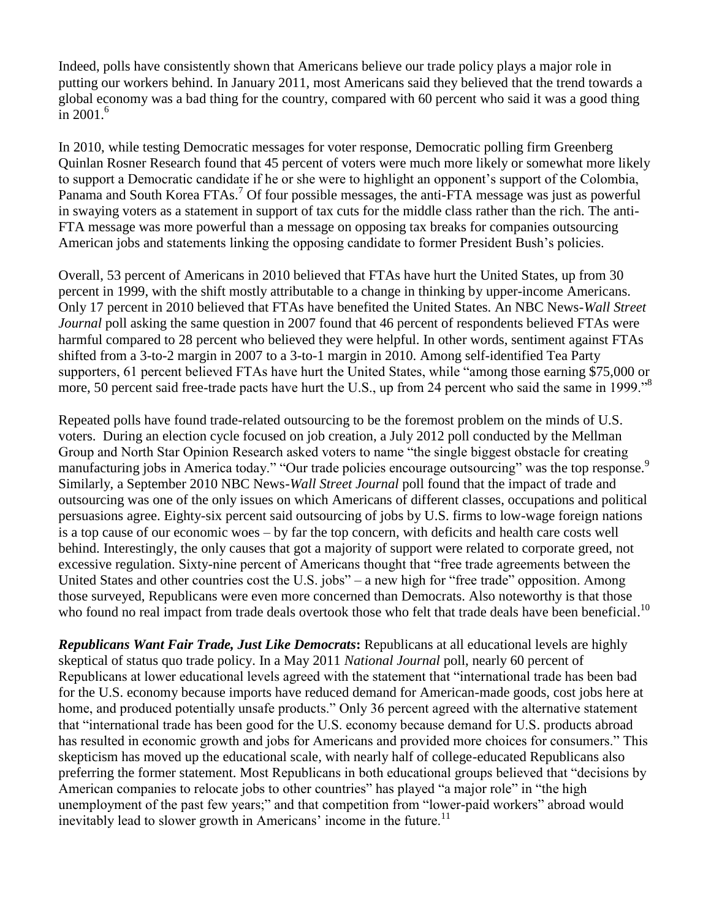Indeed, polls have consistently shown that Americans believe our trade policy plays a major role in putting our workers behind. In January 2011, most Americans said they believed that the trend towards a global economy was a bad thing for the country, compared with 60 percent who said it was a good thing in 2001.[6]

In 2010, while testing Democratic messages for voter response, Democratic polling firm Greenberg Quinlan Rosner Research found that 45 percent of voters were much more likely or somewhat more likely to support a Democratic candidate if he or she were to highlight an opponent's support of the Colombia, Panama and South Korea FTAs.[7] Of four possible messages, the anti-FTA message was just as powerful in swaying voters as a statement in support of tax cuts for the middle class rather than the rich. The anti-FTA message was more powerful than a message on opposing tax breaks for companies outsourcing American jobs and statements linking the opposing candidate to former President Bush's policies.

Overall, 53 percent of Americans in 2010 believed that FTAs have hurt the United States, up from 30 percent in 1999, with the shift mostly attributable to a change in thinking by upper-income Americans. Only 17 percent in 2010 believed that FTAs have benefited the United States. An NBC News-*Wall Street Journal* poll asking the same question in 2007 found that 46 percent of respondents believed FTAs were harmful compared to 28 percent who believed they were helpful. In other words, sentiment against FTAs shifted from a 3-to-2 margin in 2007 to a 3-to-1 margin in 2010. Among self-identified Tea Party supporters, 61 percent believed FTAs have hurt the United States, while "among those earning $75,000 or more, 50 percent said free-trade pacts have hurt the U.S., up from 24 percent who said the same in 1999."[8]

Repeated polls have found trade-related outsourcing to be the foremost problem on the minds of U.S. voters. During an election cycle focused on job creation, a July 2012 poll conducted by the Mellman Group and North Star Opinion Research asked voters to name "the single biggest obstacle for creating manufacturing jobs in America today." "Our trade policies encourage outsourcing" was the top response.[9] Similarly, a September 2010 NBC News-*Wall Street Journal* poll found that the impact of trade and outsourcing was one of the only issues on which Americans of different classes, occupations and political persuasions agree. Eighty-six percent said outsourcing of jobs by U.S. firms to low-wage foreign nations is a top cause of our economic woes – by far the top concern, with deficits and health care costs well behind. Interestingly, the only causes that got a majority of support were related to corporate greed, not excessive regulation. Sixty-nine percent of Americans thought that "free trade agreements between the United States and other countries cost the U.S. jobs" – a new high for "free trade" opposition. Among those surveyed, Republicans were even more concerned than Democrats. Also noteworthy is that those who found no real impact from trade deals overtook those who felt that trade deals have been beneficial.[10]

***Republicans Want Fair Trade, Just Like Democrats*:** Republicans at all educational levels are highly skeptical of status quo trade policy. In a May 2011 *National Journal* poll, nearly 60 percent of Republicans at lower educational levels agreed with the statement that "international trade has been bad for the U.S. economy because imports have reduced demand for American-made goods, cost jobs here at home, and produced potentially unsafe products." Only 36 percent agreed with the alternative statement that "international trade has been good for the U.S. economy because demand for U.S. products abroad has resulted in economic growth and jobs for Americans and provided more choices for consumers." This skepticism has moved up the educational scale, with nearly half of college-educated Republicans also preferring the former statement. Most Republicans in both educational groups believed that "decisions by American companies to relocate jobs to other countries" has played "a major role" in "the high unemployment of the past few years;" and that competition from "lower-paid workers" abroad would inevitably lead to slower growth in Americans' income in the future.[11]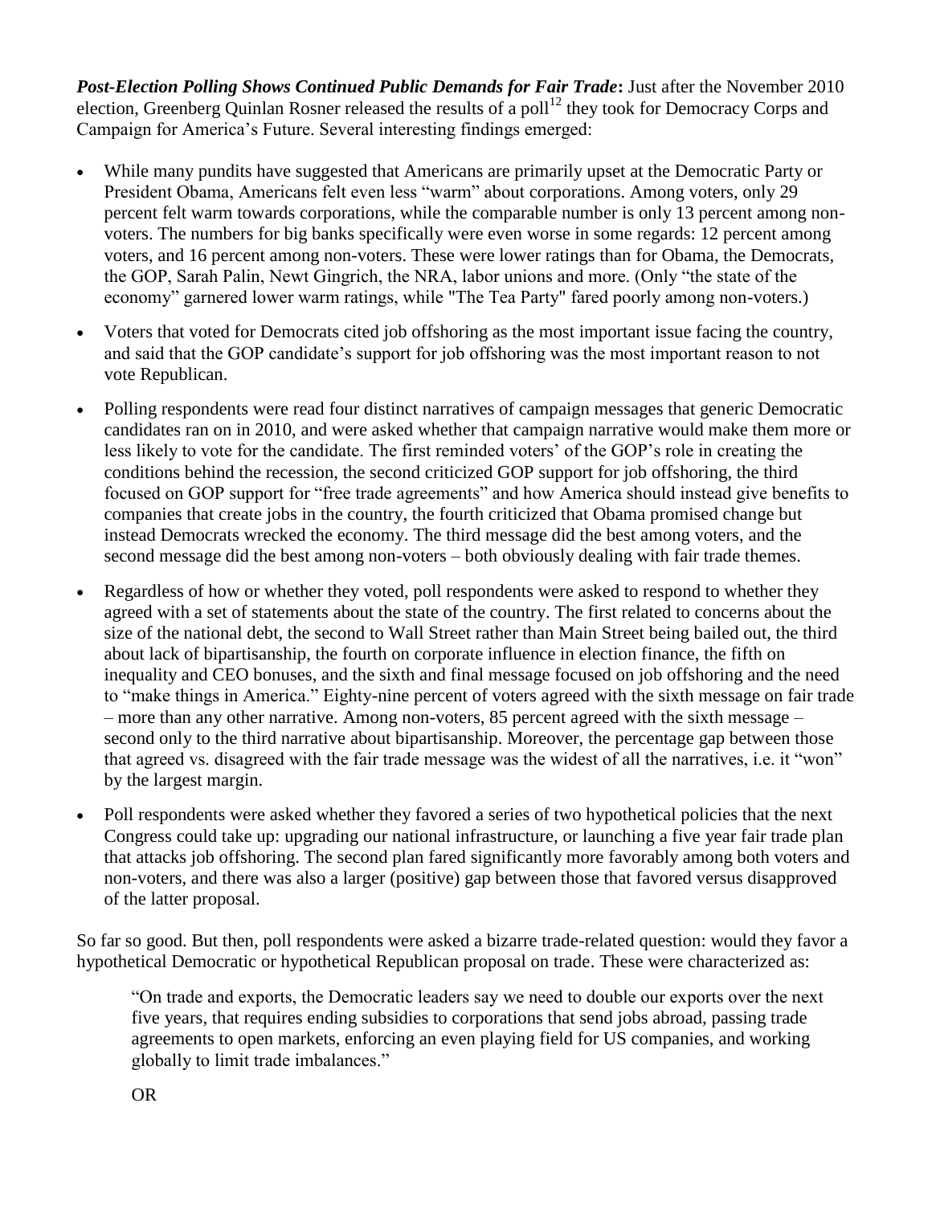***Post-Election Polling Shows Continued Public Demands for Fair Trade*:** Just after the November 2010 election, Greenberg Quinlan Rosner released the results of a poll[12] they took for Democracy Corps and Campaign for America's Future. Several interesting findings emerged:

- While many pundits have suggested that Americans are primarily upset at the Democratic Party or President Obama, Americans felt even less "warm" about corporations. Among voters, only 29 percent felt warm towards corporations, while the comparable number is only 13 percent among non-voters. The numbers for big banks specifically were even worse in some regards: 12 percent among voters, and 16 percent among non-voters. These were lower ratings than for Obama, the Democrats, the GOP, Sarah Palin, Newt Gingrich, the NRA, labor unions and more. (Only "the state of the economy" garnered lower warm ratings, while "The Tea Party" fared poorly among non-voters.)

- Voters that voted for Democrats cited job offshoring as the most important issue facing the country, and said that the GOP candidate's support for job offshoring was the most important reason to not vote Republican.

- Polling respondents were read four distinct narratives of campaign messages that generic Democratic candidates ran on in 2010, and were asked whether that campaign narrative would make them more or less likely to vote for the candidate. The first reminded voters' of the GOP's role in creating the conditions behind the recession, the second criticized GOP support for job offshoring, the third focused on GOP support for "free trade agreements" and how America should instead give benefits to companies that create jobs in the country, the fourth criticized that Obama promised change but instead Democrats wrecked the economy. The third message did the best among voters, and the second message did the best among non-voters – both obviously dealing with fair trade themes.

- Regardless of how or whether they voted, poll respondents were asked to respond to whether they agreed with a set of statements about the state of the country. The first related to concerns about the size of the national debt, the second to Wall Street rather than Main Street being bailed out, the third about lack of bipartisanship, the fourth on corporate influence in election finance, the fifth on inequality and CEO bonuses, and the sixth and final message focused on job offshoring and the need to "make things in America." Eighty-nine percent of voters agreed with the sixth message on fair trade – more than any other narrative. Among non-voters, 85 percent agreed with the sixth message – second only to the third narrative about bipartisanship. Moreover, the percentage gap between those that agreed vs. disagreed with the fair trade message was the widest of all the narratives, i.e. it "won" by the largest margin.

- Poll respondents were asked whether they favored a series of two hypothetical policies that the next Congress could take up: upgrading our national infrastructure, or launching a five year fair trade plan that attacks job offshoring. The second plan fared significantly more favorably among both voters and non-voters, and there was also a larger (positive) gap between those that favored versus disapproved of the latter proposal.

So far so good. But then, poll respondents were asked a bizarre trade-related question: would they favor a hypothetical Democratic or hypothetical Republican proposal on trade. These were characterized as:

> "On trade and exports, the Democratic leaders say we need to double our exports over the next five years, that requires ending subsidies to corporations that send jobs abroad, passing trade agreements to open markets, enforcing an even playing field for US companies, and working globally to limit trade imbalances."
>
> OR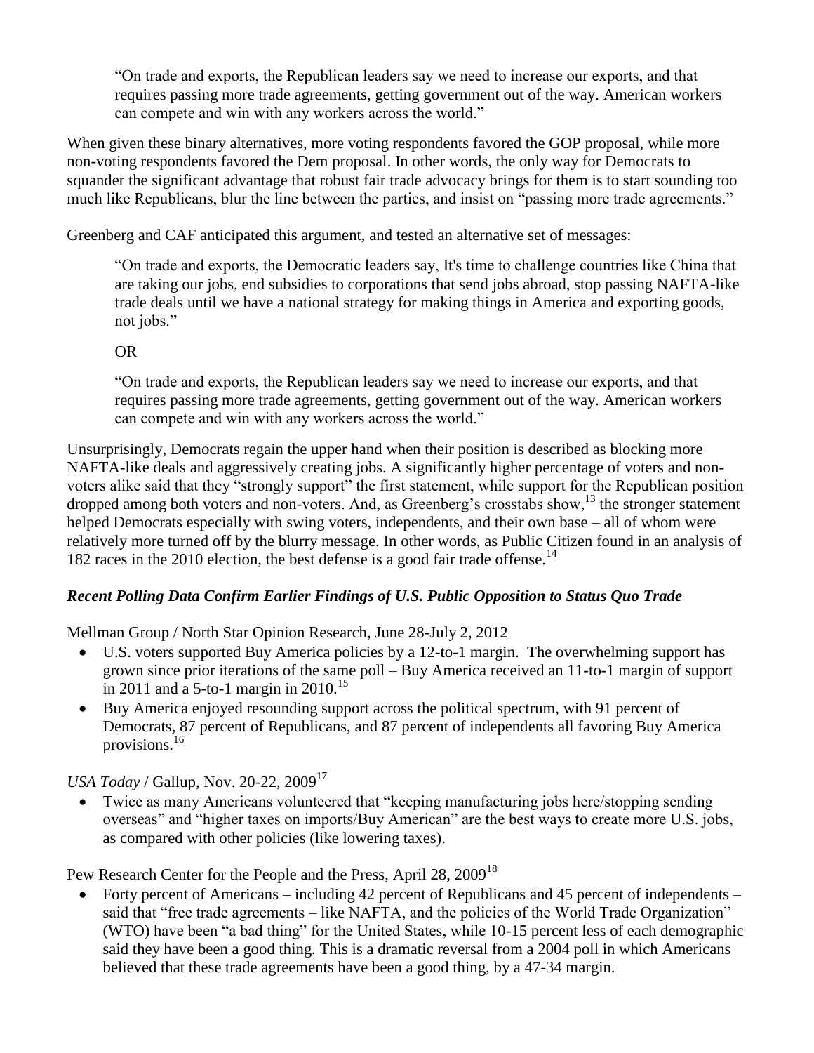> "On trade and exports, the Republican leaders say we need to increase our exports, and that requires passing more trade agreements, getting government out of the way. American workers can compete and win with any workers across the world."

When given these binary alternatives, more voting respondents favored the GOP proposal, while more non-voting respondents favored the Dem proposal. In other words, the only way for Democrats to squander the significant advantage that robust fair trade advocacy brings for them is to start sounding too much like Republicans, blur the line between the parties, and insist on "passing more trade agreements."

Greenberg and CAF anticipated this argument, and tested an alternative set of messages:

> "On trade and exports, the Democratic leaders say, It's time to challenge countries like China that are taking our jobs, end subsidies to corporations that send jobs abroad, stop passing NAFTA-like trade deals until we have a national strategy for making things in America and exporting goods, not jobs."
>
> OR
>
> "On trade and exports, the Republican leaders say we need to increase our exports, and that requires passing more trade agreements, getting government out of the way. American workers can compete and win with any workers across the world."

Unsurprisingly, Democrats regain the upper hand when their position is described as blocking more NAFTA-like deals and aggressively creating jobs. A significantly higher percentage of voters and non-voters alike said that they "strongly support" the first statement, while support for the Republican position dropped among both voters and non-voters. And, as Greenberg's crosstabs show,[13] the stronger statement helped Democrats especially with swing voters, independents, and their own base – all of whom were relatively more turned off by the blurry message. In other words, as Public Citizen found in an analysis of 182 races in the 2010 election, the best defense is a good fair trade offense.[14]

### *Recent Polling Data Confirm Earlier Findings of U.S. Public Opposition to Status Quo Trade*

Mellman Group / North Star Opinion Research, June 28-July 2, 2012

- U.S. voters supported Buy America policies by a 12-to-1 margin. The overwhelming support has grown since prior iterations of the same poll – Buy America received an 11-to-1 margin of support in 2011 and a 5-to-1 margin in 2010.[15]
- Buy America enjoyed resounding support across the political spectrum, with 91 percent of Democrats, 87 percent of Republicans, and 87 percent of independents all favoring Buy America provisions.[16]

*USA Today* / Gallup, Nov. 20-22, 2009[17]

- Twice as many Americans volunteered that "keeping manufacturing jobs here/stopping sending overseas" and "higher taxes on imports/Buy American" are the best ways to create more U.S. jobs, as compared with other policies (like lowering taxes).

Pew Research Center for the People and the Press, April 28, 2009[18]

- Forty percent of Americans – including 42 percent of Republicans and 45 percent of independents – said that "free trade agreements – like NAFTA, and the policies of the World Trade Organization" (WTO) have been "a bad thing" for the United States, while 10-15 percent less of each demographic said they have been a good thing. This is a dramatic reversal from a 2004 poll in which Americans believed that these trade agreements have been a good thing, by a 47-34 margin.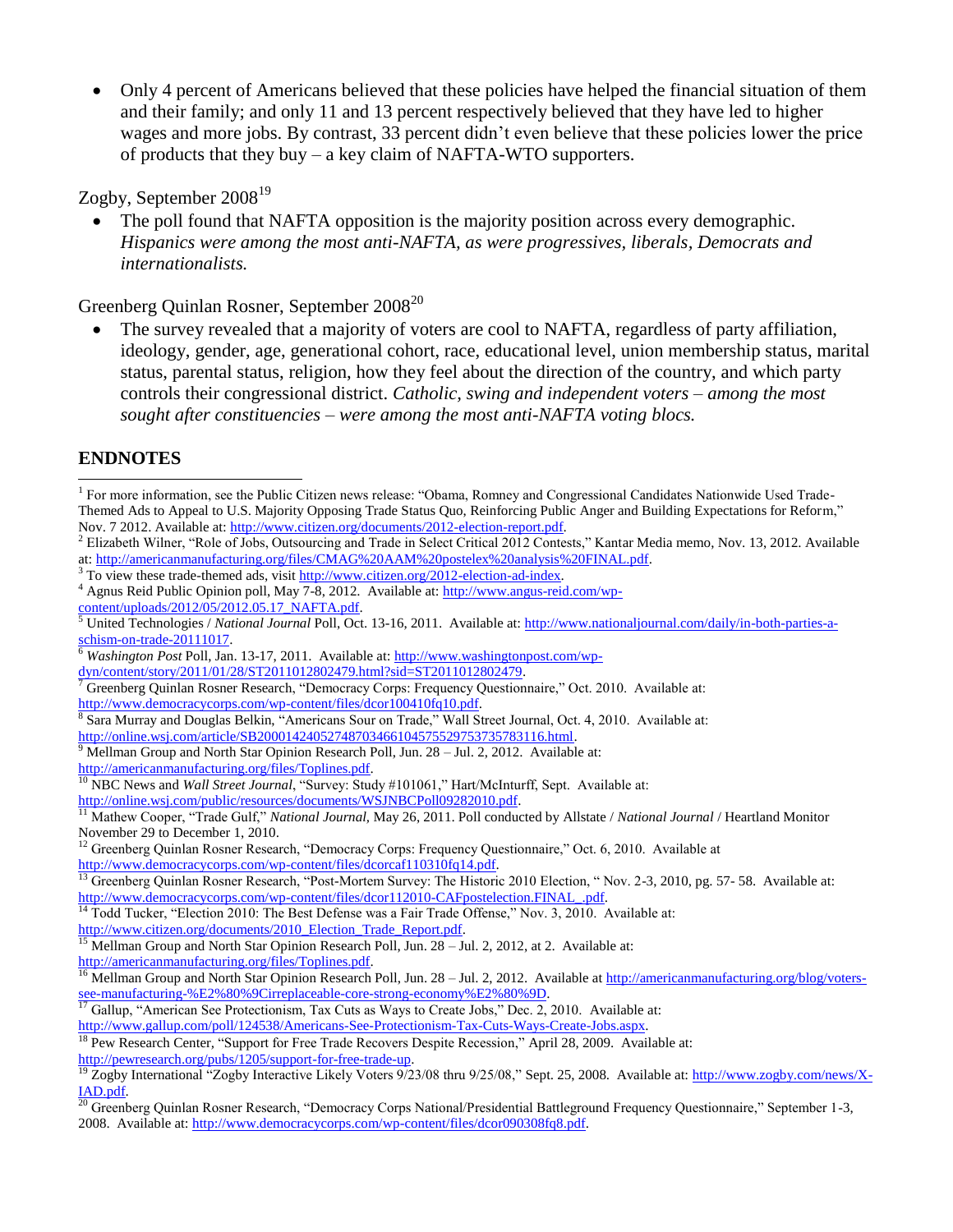- Only 4 percent of Americans believed that these policies have helped the financial situation of them and their family; and only 11 and 13 percent respectively believed that they have led to higher wages and more jobs. By contrast, 33 percent didn't even believe that these policies lower the price of products that they buy – a key claim of NAFTA-WTO supporters.

Zogby, September 2008[19]

- The poll found that NAFTA opposition is the majority position across every demographic. *Hispanics were among the most anti-NAFTA, as were progressives, liberals, Democrats and internationalists.*

Greenberg Quinlan Rosner, September 2008[20]

- The survey revealed that a majority of voters are cool to NAFTA, regardless of party affiliation, ideology, gender, age, generational cohort, race, educational level, union membership status, marital status, parental status, religion, how they feel about the direction of the country, and which party controls their congressional district. *Catholic, swing and independent voters – among the most sought after constituencies – were among the most anti-NAFTA voting blocs.*

## ENDNOTES

[1] For more information, see the Public Citizen news release: "Obama, Romney and Congressional Candidates Nationwide Used Trade-Themed Ads to Appeal to U.S. Majority Opposing Trade Status Quo, Reinforcing Public Anger and Building Expectations for Reform," Nov. 7 2012. Available at: http://www.citizen.org/documents/2012-election-report.pdf.

[2] Elizabeth Wilner, "Role of Jobs, Outsourcing and Trade in Select Critical 2012 Contests," Kantar Media memo, Nov. 13, 2012. Available at: http://americanmanufacturing.org/files/CMAG%20AAM%20postelex%20analysis%20FINAL.pdf.

[3] To view these trade-themed ads, visit http://www.citizen.org/2012-election-ad-index.

[4] Agnus Reid Public Opinion poll, May 7-8, 2012. Available at: http://www.angus-reid.com/wp-content/uploads/2012/05/2012.05.17_NAFTA.pdf.

[5] United Technologies / *National Journal* Poll, Oct. 13-16, 2011. Available at: http://www.nationaljournal.com/daily/in-both-parties-a-schism-on-trade-20111017.

[6] *Washington Post* Poll, Jan. 13-17, 2011. Available at: http://www.washingtonpost.com/wp-dyn/content/story/2011/01/28/ST2011012802479.html?sid=ST2011012802479.

[7] Greenberg Quinlan Rosner Research, "Democracy Corps: Frequency Questionnaire," Oct. 2010. Available at: http://www.democracycorps.com/wp-content/files/dcor100410fq10.pdf.

[8] Sara Murray and Douglas Belkin, "Americans Sour on Trade," Wall Street Journal, Oct. 4, 2010. Available at: http://online.wsj.com/article/SB20001424052748703466104575529753735783116.html.

[9] Mellman Group and North Star Opinion Research Poll, Jun. 28 – Jul. 2, 2012. Available at: http://americanmanufacturing.org/files/Toplines.pdf.

[10] NBC News and *Wall Street Journal*, "Survey: Study #101061," Hart/McInturff, Sept. Available at: http://online.wsj.com/public/resources/documents/WSJNBCPoll09282010.pdf.

[11] Mathew Cooper, "Trade Gulf," *National Journal*, May 26, 2011. Poll conducted by Allstate / *National Journal* / Heartland Monitor November 29 to December 1, 2010.

[12] Greenberg Quinlan Rosner Research, "Democracy Corps: Frequency Questionnaire," Oct. 6, 2010. Available at http://www.democracycorps.com/wp-content/files/dcorcaf110310fq14.pdf.

[13] Greenberg Quinlan Rosner Research, "Post-Mortem Survey: The Historic 2010 Election, " Nov. 2-3, 2010, pg. 57- 58. Available at: http://www.democracycorps.com/wp-content/files/dcor112010-CAFpostelection.FINAL_.pdf.

[14] Todd Tucker, "Election 2010: The Best Defense was a Fair Trade Offense," Nov. 3, 2010. Available at: http://www.citizen.org/documents/2010_Election_Trade_Report.pdf.

[15] Mellman Group and North Star Opinion Research Poll, Jun. 28 – Jul. 2, 2012, at 2. Available at: http://americanmanufacturing.org/files/Toplines.pdf.

[16] Mellman Group and North Star Opinion Research Poll, Jun. 28 – Jul. 2, 2012. Available at http://americanmanufacturing.org/blog/voters-see-manufacturing-%E2%80%9Cirreplaceable-core-strong-economy%E2%80%9D.

[17] Gallup, "American See Protectionism, Tax Cuts as Ways to Create Jobs," Dec. 2, 2010. Available at: http://www.gallup.com/poll/124538/Americans-See-Protectionism-Tax-Cuts-Ways-Create-Jobs.aspx.

[18] Pew Research Center, "Support for Free Trade Recovers Despite Recession," April 28, 2009. Available at: http://pewresearch.org/pubs/1205/support-for-free-trade-up.

[19] Zogby International "Zogby Interactive Likely Voters 9/23/08 thru 9/25/08," Sept. 25, 2008. Available at: http://www.zogby.com/news/X-IAD.pdf.

[20] Greenberg Quinlan Rosner Research, "Democracy Corps National/Presidential Battleground Frequency Questionnaire," September 1-3, 2008. Available at: http://www.democracycorps.com/wp-content/files/dcor090308fq8.pdf.